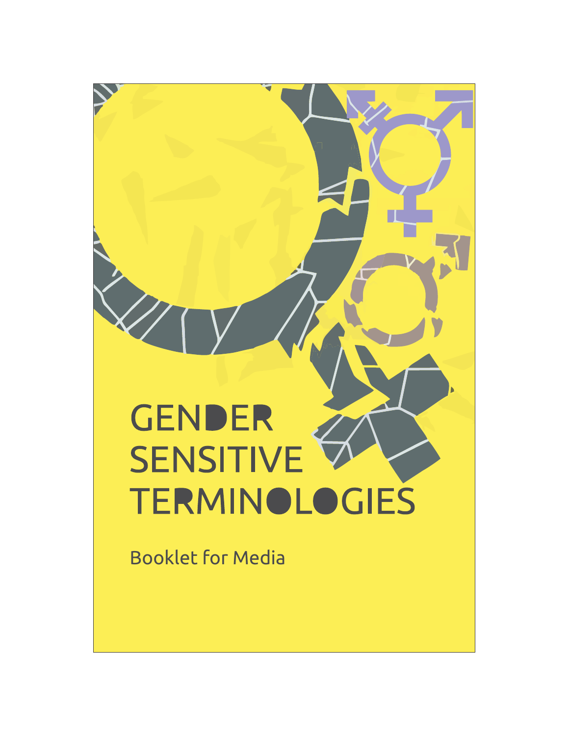# GENDER SENSITIVE TERMINOLOGIES

Booklet for Media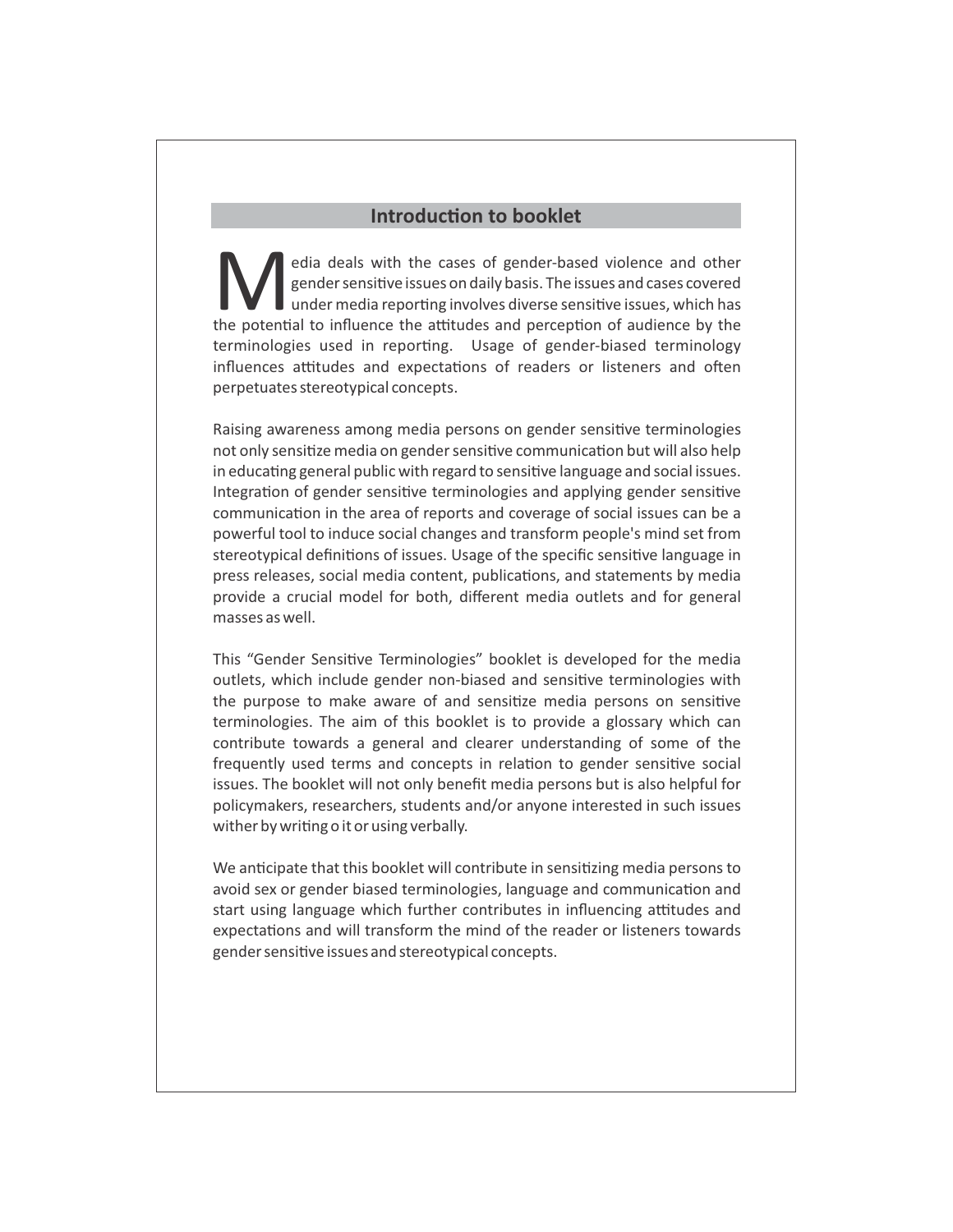## Introduction to booklet

Media deals with the cases of gender-based violence and other gender sensitive issues on daily basis. The issues and cases covered under media reporting involves diverse sensitive issues, which has the potential to influence the attitudes and perception of audience by the terminologies used in reporting. Usage of gender-biased terminology influences attitudes and expectations of readers or listeners and often perpetuates stereotypical concepts.

Raising awareness among media persons on gender sensitive terminologies not only sensitize media on gender sensitive communication but will also help in educating general public with regard to sensitive language and social issues. Integration of gender sensitive terminologies and applying gender sensitive communication in the area of reports and coverage of social issues can be a powerful tool to induce social changes and transform people's mind set from stereotypical definitions of issues. Usage of the specific sensitive language in press releases, social media content, publications, and statements by media provide a crucial model for both, different media outlets and for general masses as well.

This "Gender Sensitive Terminologies" booklet is developed for the media outlets, which include gender non-biased and sensitive terminologies with the purpose to make aware of and sensitize media persons on sensitive terminologies. The aim of this booklet is to provide a glossary which can contribute towards a general and clearer understanding of some of the frequently used terms and concepts in relation to gender sensitive social issues. The booklet will not only benefit media persons but is also helpful for policymakers, researchers, students and/or anyone interested in such issues wither by writing o it or using verbally.

We anticipate that this booklet will contribute in sensitizing media persons to avoid sex or gender biased terminologies, language and communication and start using language which further contributes in influencing attitudes and expectations and will transform the mind of the reader or listeners towards gender sensitive issues and stereotypical concepts.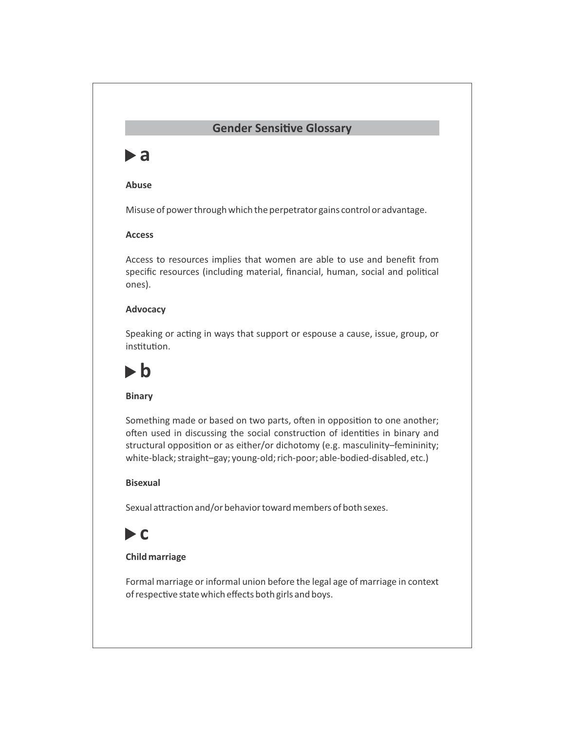## Gender Sensitive Glossary

### ▶ a

**Abuse**

Misuse of power through which the perpetrator gains control or advantage.

**Access**

Access to resources implies that women are able to use and benefit from specific resources (including material, financial, human, social and political ones).

**Advocacy**

Speaking or acting in ways that support or espouse a cause, issue, group, or institution.

### ▶ b

**Binary**

Something made or based on two parts, often in opposition to one another; often used in discussing the social construction of identities in binary and structural opposition or as either/or dichotomy (e.g. masculinity–femininity; white-black; straight–gay; young-old; rich-poor; able-bodied-disabled, etc.)

**Bisexual**

Sexual attraction and/or behavior toward members of both sexes.

### ▶ c

**Child marriage**

Formal marriage or informal union before the legal age of marriage in context of respective state which effects both girls and boys.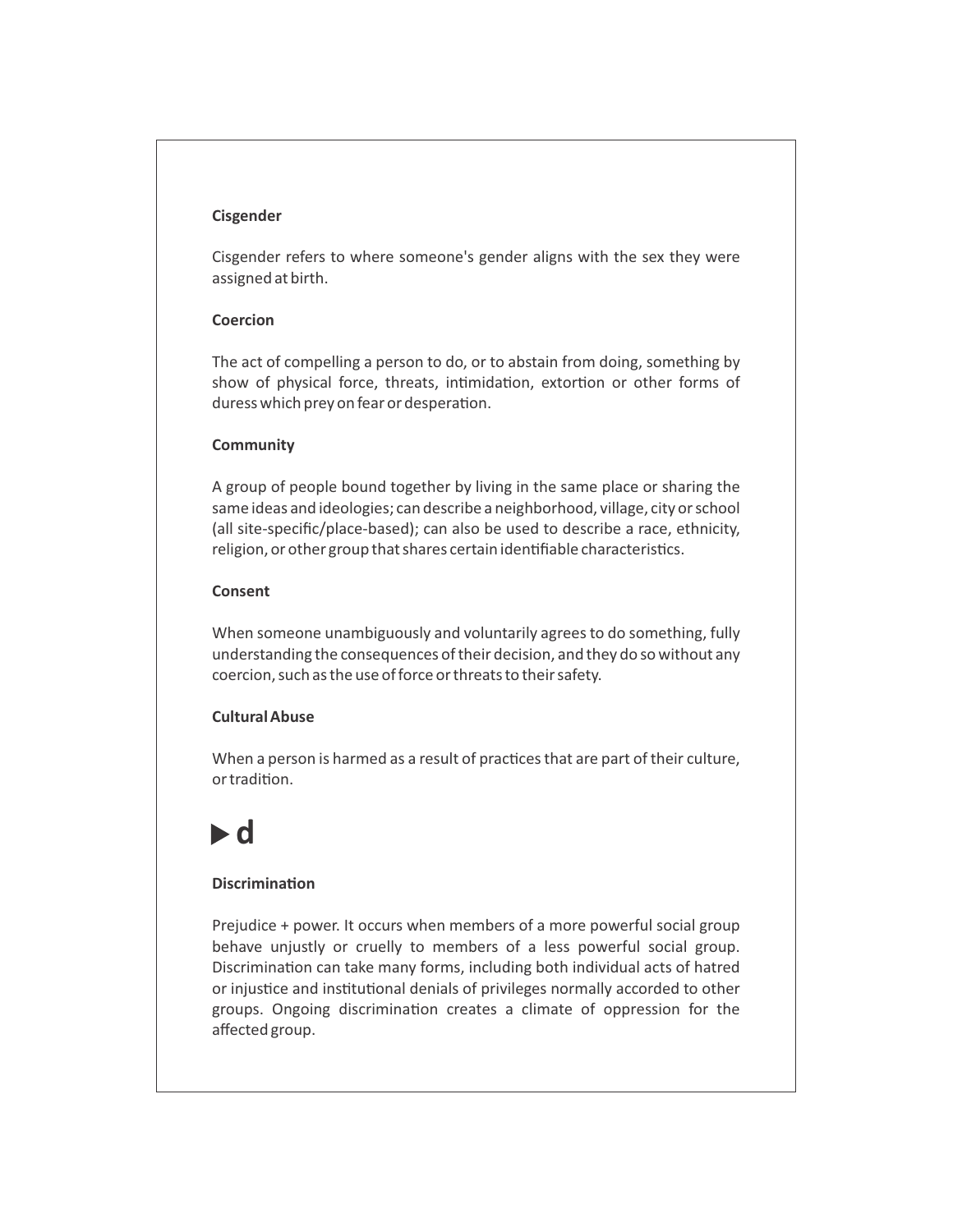### Cisgender

Cisgender refers to where someone's gender aligns with the sex they were assigned at birth.

### Coercion

The act of compelling a person to do, or to abstain from doing, something by show of physical force, threats, intimidation, extortion or other forms of duress which prey on fear or desperation.

### Community

A group of people bound together by living in the same place or sharing the same ideas and ideologies; can describe a neighborhood, village, city or school (all site-specific/place-based); can also be used to describe a race, ethnicity, religion, or other group that shares certain identifiable characteristics.

### Consent

When someone unambiguously and voluntarily agrees to do something, fully understanding the consequences of their decision, and they do so without any coercion, such as the use of force or threats to their safety.

### Cultural Abuse

When a person is harmed as a result of practices that are part of their culture, or tradition.

## ▶ d

### Discrimination

Prejudice + power. It occurs when members of a more powerful social group behave unjustly or cruelly to members of a less powerful social group. Discrimination can take many forms, including both individual acts of hatred or injustice and institutional denials of privileges normally accorded to other groups. Ongoing discrimination creates a climate of oppression for the affected group.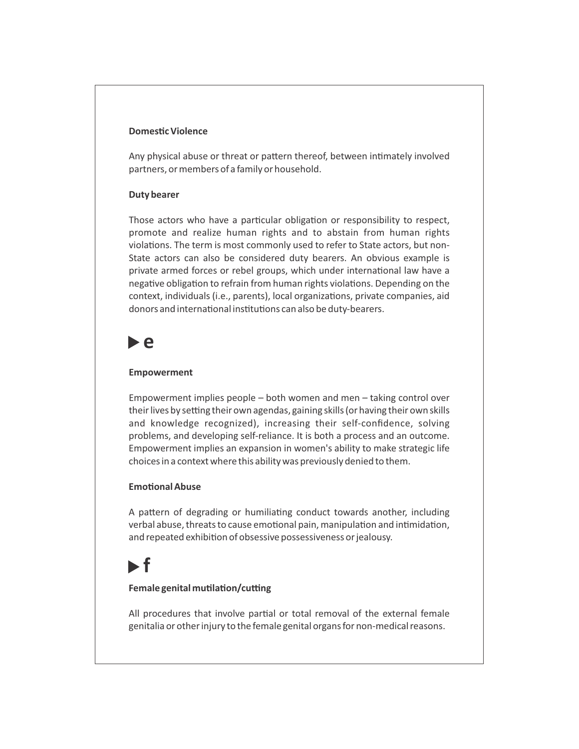### Domestic Violence

Any physical abuse or threat or pattern thereof, between intimately involved partners, or members of a family or household.

### Duty bearer

Those actors who have a particular obligation or responsibility to respect, promote and realize human rights and to abstain from human rights violations. The term is most commonly used to refer to State actors, but non-State actors can also be considered duty bearers. An obvious example is private armed forces or rebel groups, which under international law have a negative obligation to refrain from human rights violations. Depending on the context, individuals (i.e., parents), local organizations, private companies, aid donors and international institutions can also be duty-bearers.

## ▶ e

### Empowerment

Empowerment implies people – both women and men – taking control over their lives by setting their own agendas, gaining skills (or having their own skills and knowledge recognized), increasing their self-confidence, solving problems, and developing self-reliance. It is both a process and an outcome. Empowerment implies an expansion in women's ability to make strategic life choices in a context where this ability was previously denied to them.

### Emotional Abuse

A pattern of degrading or humiliating conduct towards another, including verbal abuse, threats to cause emotional pain, manipulation and intimidation, and repeated exhibition of obsessive possessiveness or jealousy.

## ▶ f

### Female genital mutilation/cutting

All procedures that involve partial or total removal of the external female genitalia or other injury to the female genital organs for non-medical reasons.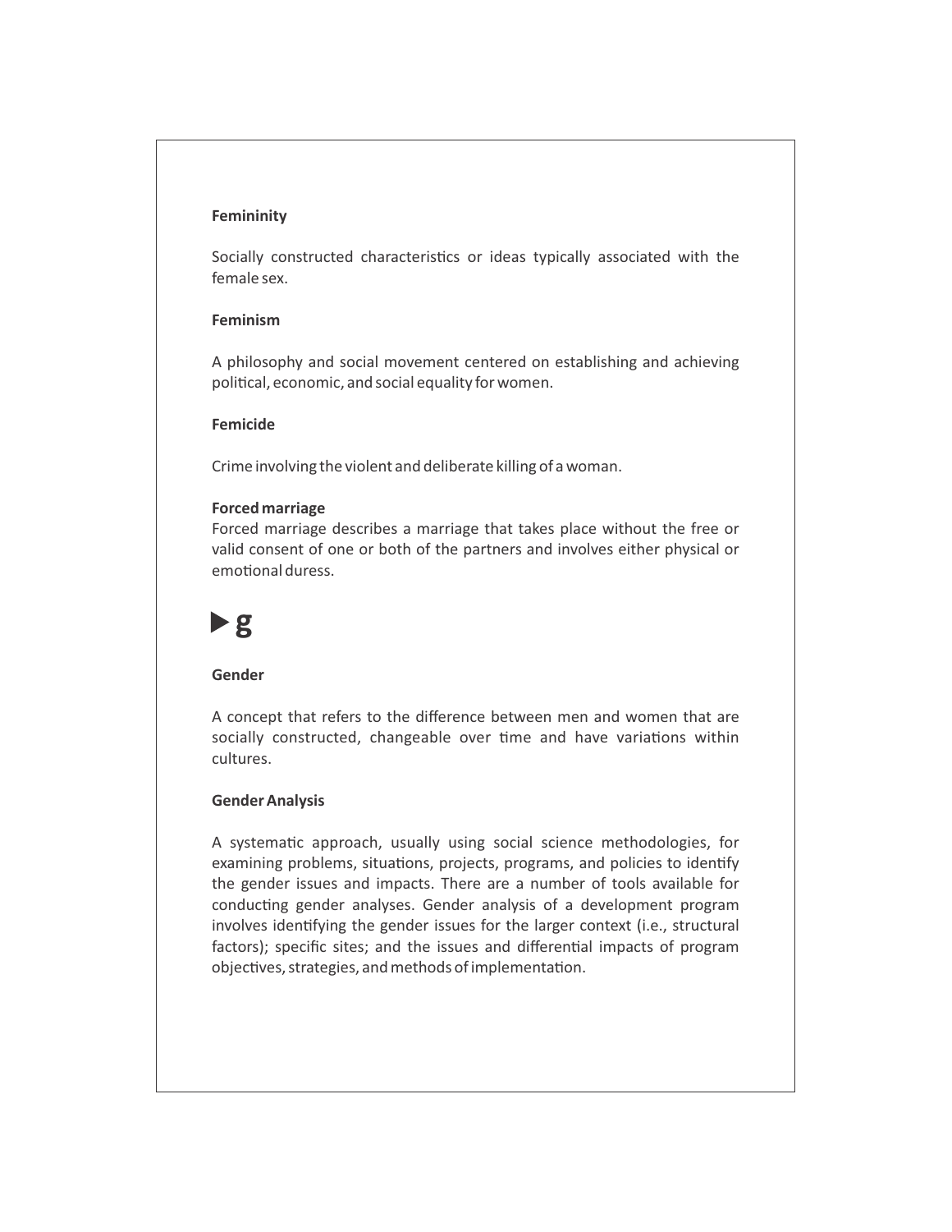**Femininity**

Socially constructed characteristics or ideas typically associated with the female sex.

**Feminism**

A philosophy and social movement centered on establishing and achieving political, economic, and social equality for women.

**Femicide**

Crime involving the violent and deliberate killing of a woman.

**Forced marriage**

Forced marriage describes a marriage that takes place without the free or valid consent of one or both of the partners and involves either physical or emotional duress.

## ▶g

**Gender**

A concept that refers to the difference between men and women that are socially constructed, changeable over time and have variations within cultures.

**Gender Analysis**

A systematic approach, usually using social science methodologies, for examining problems, situations, projects, programs, and policies to identify the gender issues and impacts. There are a number of tools available for conducting gender analyses. Gender analysis of a development program involves identifying the gender issues for the larger context (i.e., structural factors); specific sites; and the issues and differential impacts of program objectives, strategies, and methods of implementation.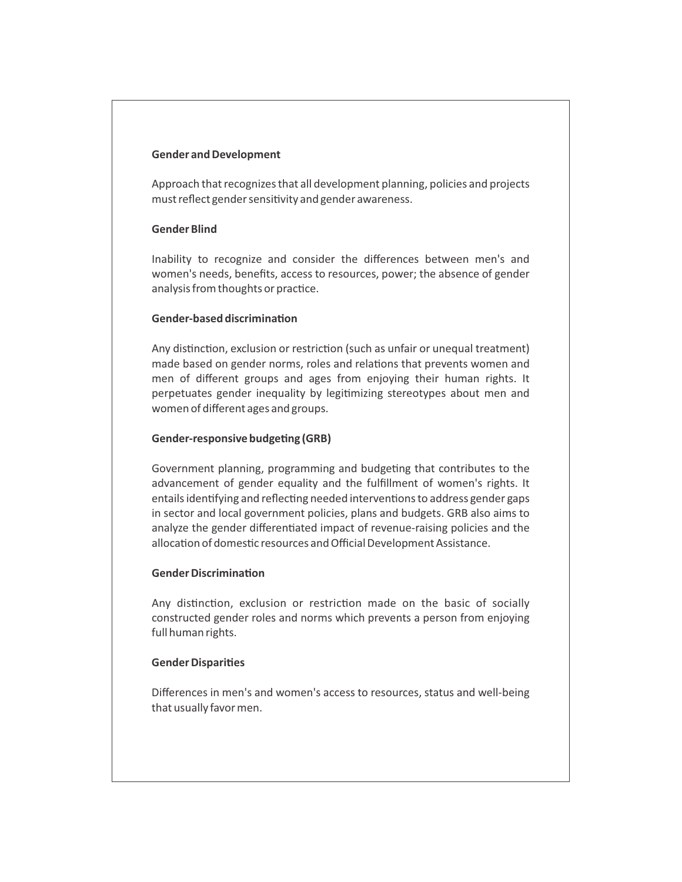**Gender and Development**

Approach that recognizes that all development planning, policies and projects must reflect gender sensitivity and gender awareness.

**Gender Blind**

Inability to recognize and consider the differences between men's and women's needs, benefits, access to resources, power; the absence of gender analysis from thoughts or practice.

**Gender-based discrimination**

Any distinction, exclusion or restriction (such as unfair or unequal treatment) made based on gender norms, roles and relations that prevents women and men of different groups and ages from enjoying their human rights. It perpetuates gender inequality by legitimizing stereotypes about men and women of different ages and groups.

**Gender-responsive budgeting (GRB)**

Government planning, programming and budgeting that contributes to the advancement of gender equality and the fulfillment of women's rights. It entails identifying and reflecting needed interventions to address gender gaps in sector and local government policies, plans and budgets. GRB also aims to analyze the gender differentiated impact of revenue-raising policies and the allocation of domestic resources and Official Development Assistance.

**Gender Discrimination**

Any distinction, exclusion or restriction made on the basic of socially constructed gender roles and norms which prevents a person from enjoying full human rights.

**Gender Disparities**

Differences in men's and women's access to resources, status and well-being that usually favor men.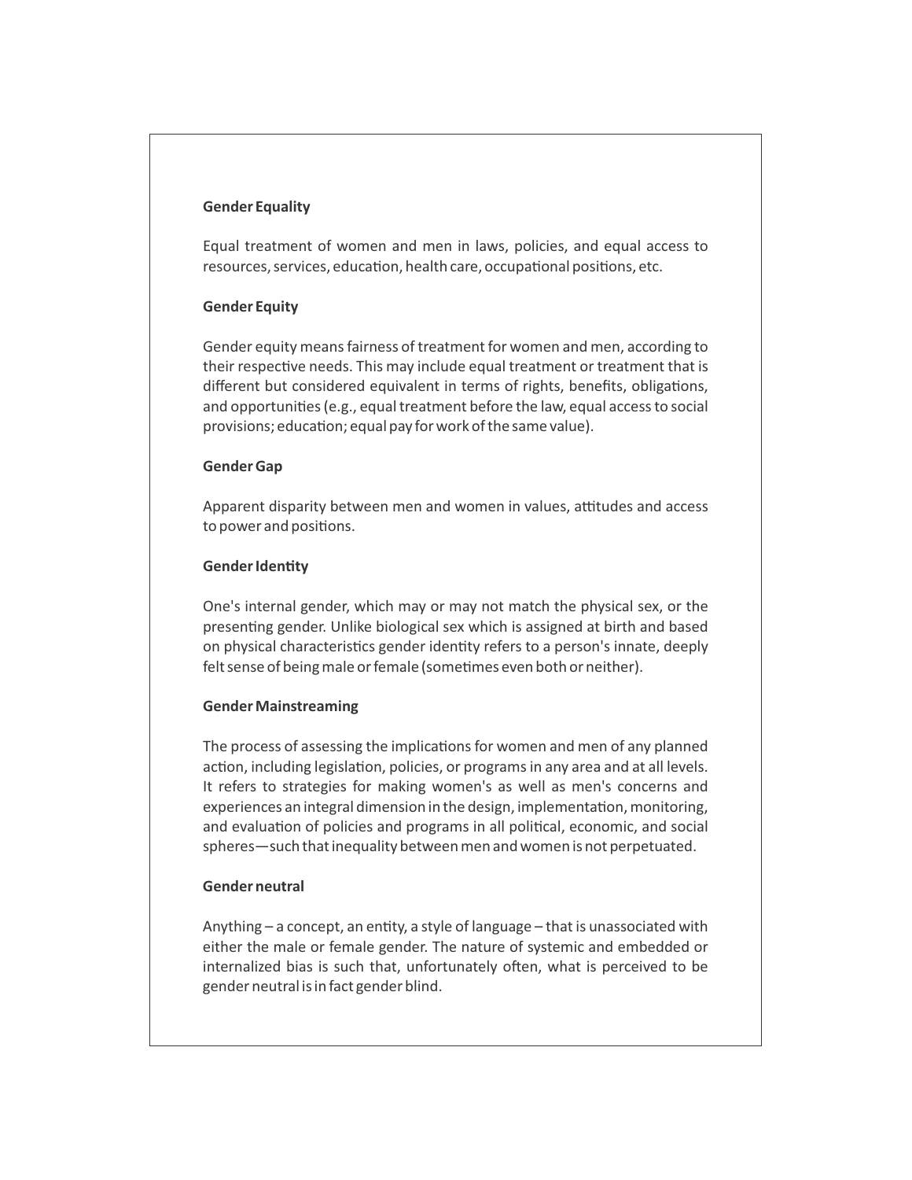**Gender Equality**

Equal treatment of women and men in laws, policies, and equal access to resources, services, education, health care, occupational positions, etc.

**Gender Equity**

Gender equity means fairness of treatment for women and men, according to their respective needs. This may include equal treatment or treatment that is different but considered equivalent in terms of rights, benefits, obligations, and opportunities (e.g., equal treatment before the law, equal access to social provisions; education; equal pay for work of the same value).

**Gender Gap**

Apparent disparity between men and women in values, attitudes and access to power and positions.

**Gender Identity**

One's internal gender, which may or may not match the physical sex, or the presenting gender. Unlike biological sex which is assigned at birth and based on physical characteristics gender identity refers to a person's innate, deeply felt sense of being male or female (sometimes even both or neither).

**Gender Mainstreaming**

The process of assessing the implications for women and men of any planned action, including legislation, policies, or programs in any area and at all levels. It refers to strategies for making women's as well as men's concerns and experiences an integral dimension in the design, implementation, monitoring, and evaluation of policies and programs in all political, economic, and social spheres—such that inequality between men and women is not perpetuated.

**Gender neutral**

Anything – a concept, an entity, a style of language – that is unassociated with either the male or female gender. The nature of systemic and embedded or internalized bias is such that, unfortunately often, what is perceived to be gender neutral is in fact gender blind.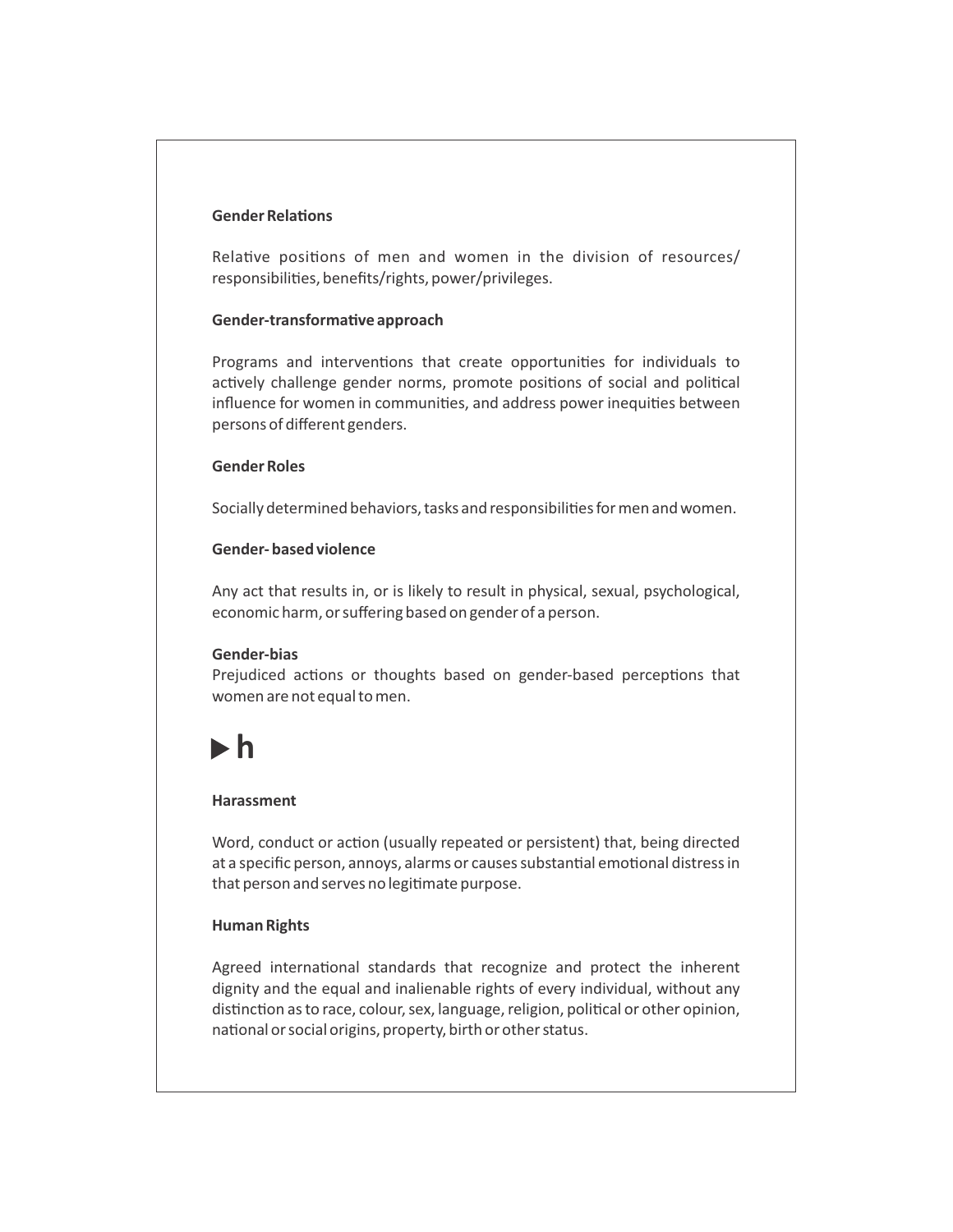### Gender Relations

Relative positions of men and women in the division of resources/ responsibilities, benefits/rights, power/privileges.

### Gender-transformative approach

Programs and interventions that create opportunities for individuals to actively challenge gender norms, promote positions of social and political influence for women in communities, and address power inequities between persons of different genders.

### Gender Roles

Socially determined behaviors, tasks and responsibilities for men and women.

### Gender- based violence

Any act that results in, or is likely to result in physical, sexual, psychological, economic harm, or suffering based on gender of a person.

### Gender-bias

Prejudiced actions or thoughts based on gender-based perceptions that women are not equal to men.

## ▶ h

### Harassment

Word, conduct or action (usually repeated or persistent) that, being directed at a specific person, annoys, alarms or causes substantial emotional distress in that person and serves no legitimate purpose.

### Human Rights

Agreed international standards that recognize and protect the inherent dignity and the equal and inalienable rights of every individual, without any distinction as to race, colour, sex, language, religion, political or other opinion, national or social origins, property, birth or other status.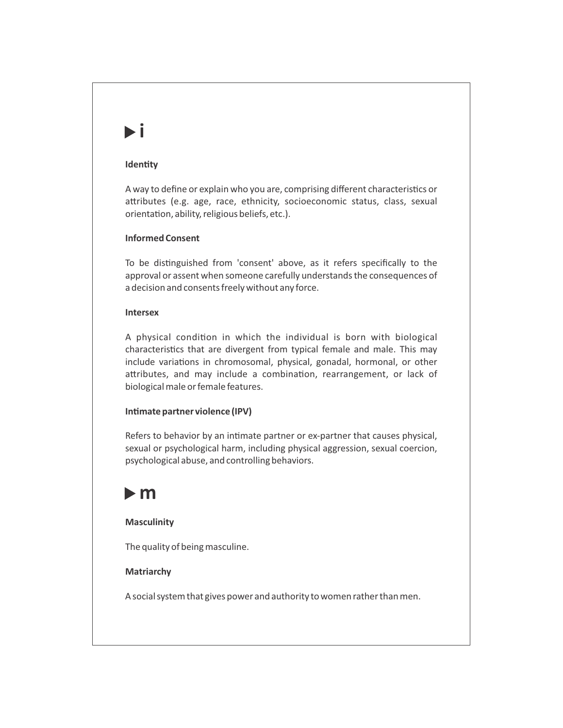## ▶ i

### Identity

A way to define or explain who you are, comprising different characteristics or attributes (e.g. age, race, ethnicity, socioeconomic status, class, sexual orientation, ability, religious beliefs, etc.).

### Informed Consent

To be distinguished from 'consent' above, as it refers specifically to the approval or assent when someone carefully understands the consequences of a decision and consents freely without any force.

### Intersex

A physical condition in which the individual is born with biological characteristics that are divergent from typical female and male. This may include variations in chromosomal, physical, gonadal, hormonal, or other attributes, and may include a combination, rearrangement, or lack of biological male or female features.

### Intimate partner violence (IPV)

Refers to behavior by an intimate partner or ex-partner that causes physical, sexual or psychological harm, including physical aggression, sexual coercion, psychological abuse, and controlling behaviors.

## ▶ m

### Masculinity

The quality of being masculine.

### Matriarchy

A social system that gives power and authority to women rather than men.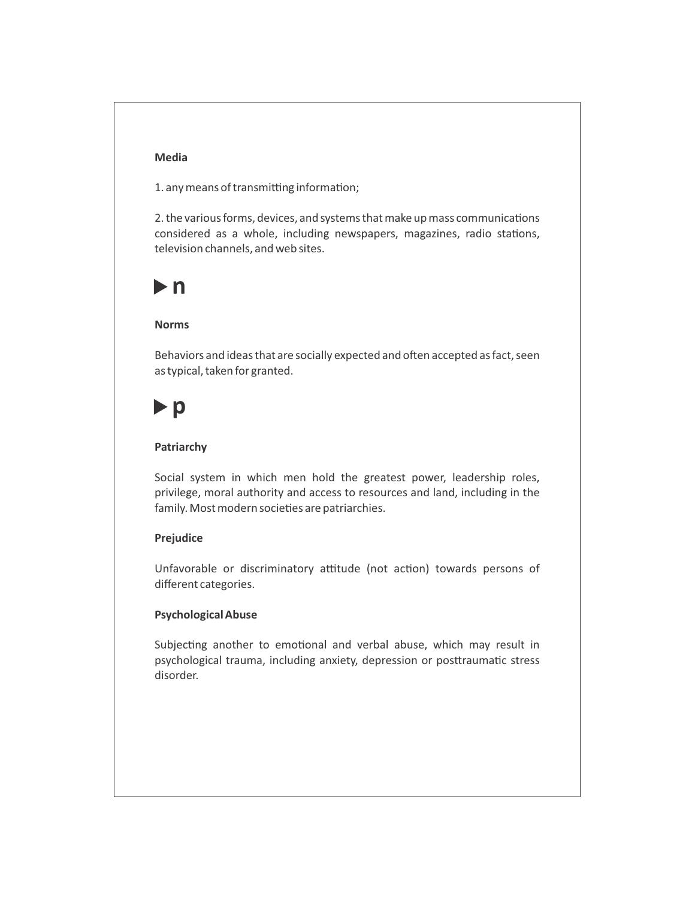**Media**

1. any means of transmitting information;

2. the various forms, devices, and systems that make up mass communications considered as a whole, including newspapers, magazines, radio stations, television channels, and web sites.

## ▶ n

**Norms**

Behaviors and ideas that are socially expected and often accepted as fact, seen as typical, taken for granted.

## ▶ p

**Patriarchy**

Social system in which men hold the greatest power, leadership roles, privilege, moral authority and access to resources and land, including in the family. Most modern societies are patriarchies.

**Prejudice**

Unfavorable or discriminatory attitude (not action) towards persons of different categories.

**Psychological Abuse**

Subjecting another to emotional and verbal abuse, which may result in psychological trauma, including anxiety, depression or posttraumatic stress disorder.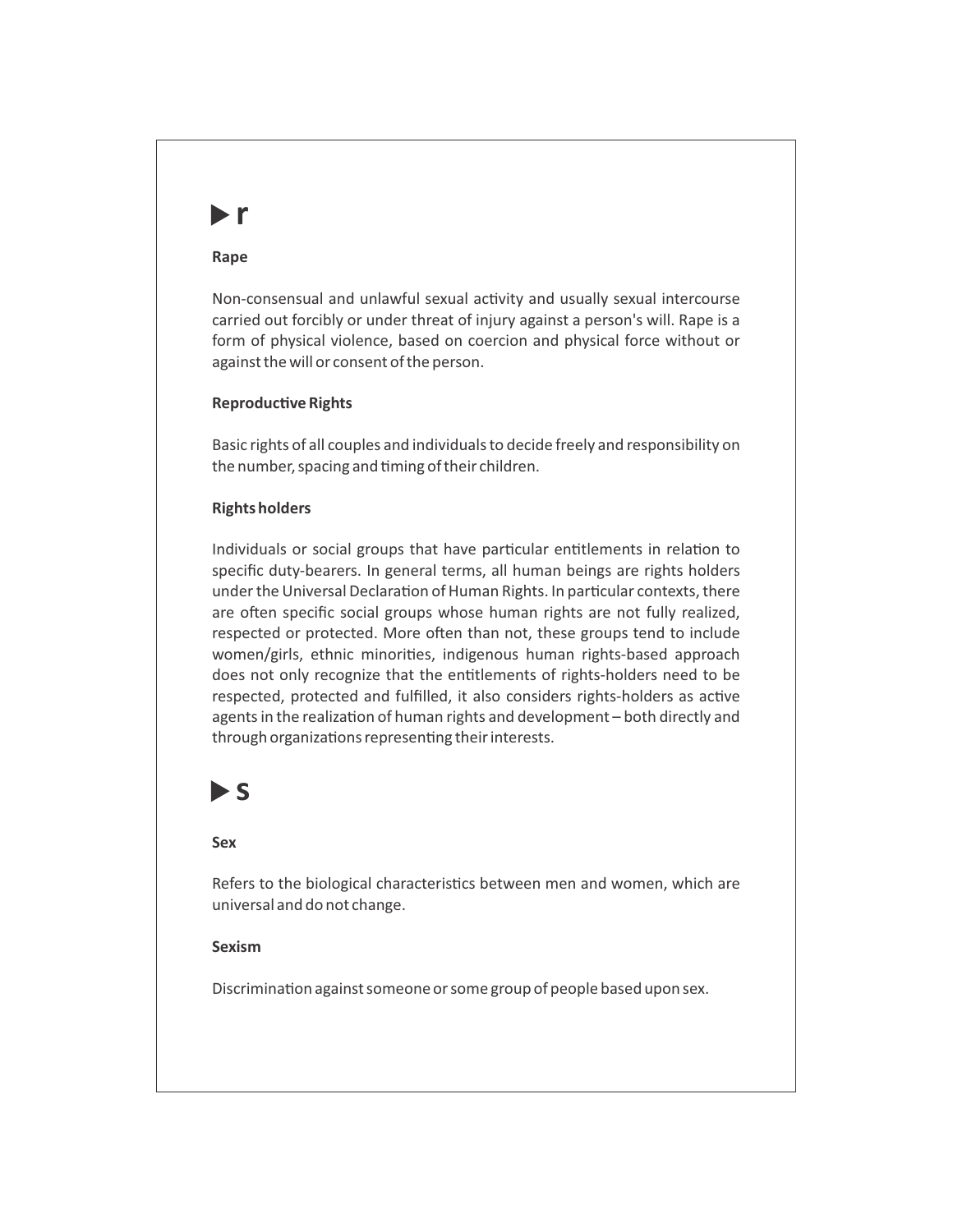## ▶ r

### Rape

Non-consensual and unlawful sexual activity and usually sexual intercourse carried out forcibly or under threat of injury against a person's will. Rape is a form of physical violence, based on coercion and physical force without or against the will or consent of the person.

### Reproductive Rights

Basic rights of all couples and individuals to decide freely and responsibility on the number, spacing and timing of their children.

### Rights holders

Individuals or social groups that have particular entitlements in relation to specific duty-bearers. In general terms, all human beings are rights holders under the Universal Declaration of Human Rights. In particular contexts, there are often specific social groups whose human rights are not fully realized, respected or protected. More often than not, these groups tend to include women/girls, ethnic minorities, indigenous human rights-based approach does not only recognize that the entitlements of rights-holders need to be respected, protected and fulfilled, it also considers rights-holders as active agents in the realization of human rights and development – both directly and through organizations representing their interests.

## ▶ s

### Sex

Refers to the biological characteristics between men and women, which are universal and do not change.

### Sexism

Discrimination against someone or some group of people based upon sex.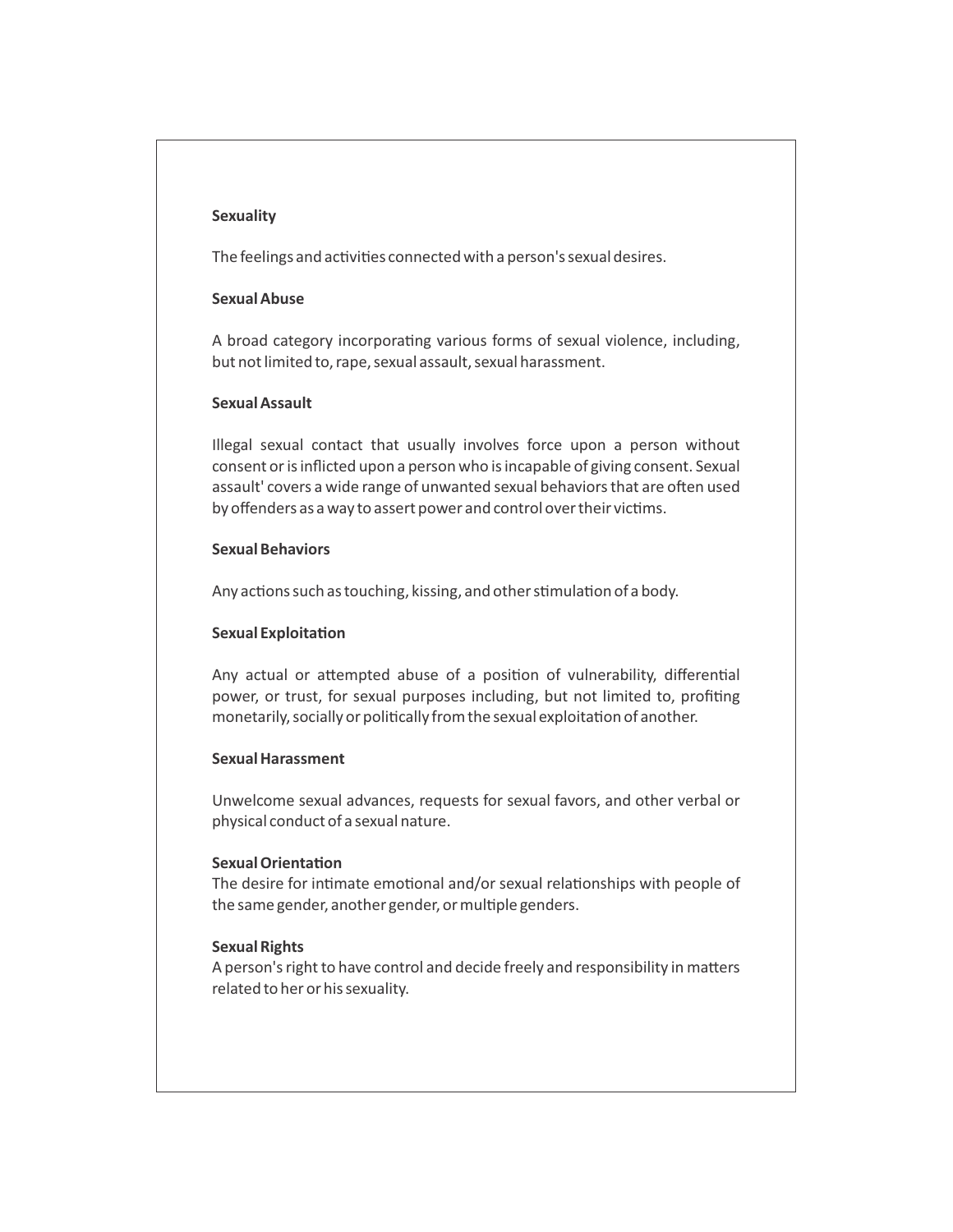**Sexuality**

The feelings and activities connected with a person's sexual desires.

**Sexual Abuse**

A broad category incorporating various forms of sexual violence, including, but not limited to, rape, sexual assault, sexual harassment.

**Sexual Assault**

Illegal sexual contact that usually involves force upon a person without consent or is inflicted upon a person who is incapable of giving consent. Sexual assault' covers a wide range of unwanted sexual behaviors that are often used by offenders as a way to assert power and control over their victims.

**Sexual Behaviors**

Any actions such as touching, kissing, and other stimulation of a body.

**Sexual Exploitation**

Any actual or attempted abuse of a position of vulnerability, differential power, or trust, for sexual purposes including, but not limited to, profiting monetarily, socially or politically from the sexual exploitation of another.

**Sexual Harassment**

Unwelcome sexual advances, requests for sexual favors, and other verbal or physical conduct of a sexual nature.

**Sexual Orientation**

The desire for intimate emotional and/or sexual relationships with people of the same gender, another gender, or multiple genders.

**Sexual Rights**

A person's right to have control and decide freely and responsibility in matters related to her or his sexuality.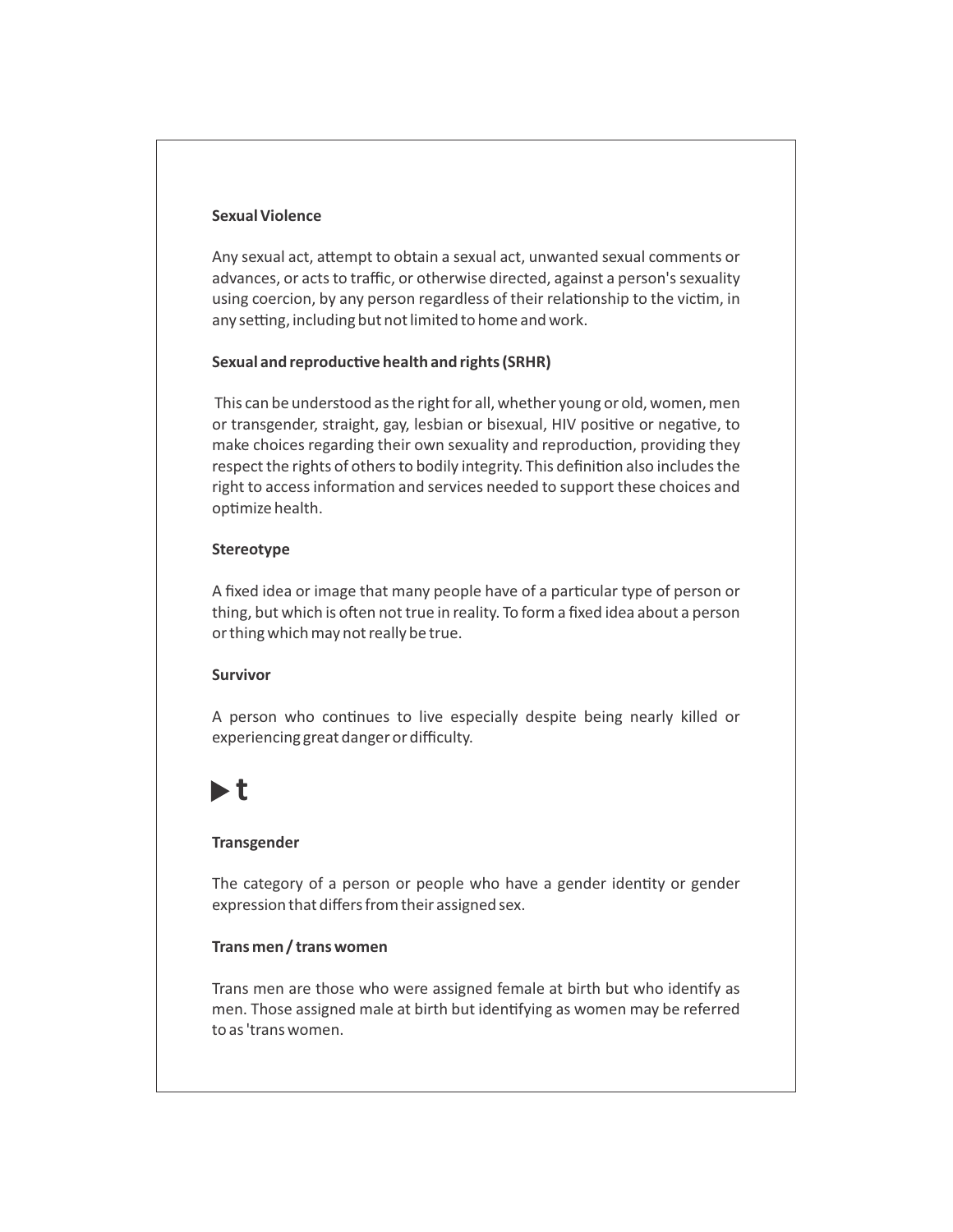**Sexual Violence**

Any sexual act, attempt to obtain a sexual act, unwanted sexual comments or advances, or acts to traffic, or otherwise directed, against a person's sexuality using coercion, by any person regardless of their relationship to the victim, in any setting, including but not limited to home and work.

**Sexual and reproductive health and rights (SRHR)**

This can be understood as the right for all, whether young or old, women, men or transgender, straight, gay, lesbian or bisexual, HIV positive or negative, to make choices regarding their own sexuality and reproduction, providing they respect the rights of others to bodily integrity. This definition also includes the right to access information and services needed to support these choices and optimize health.

**Stereotype**

A fixed idea or image that many people have of a particular type of person or thing, but which is often not true in reality. To form a fixed idea about a person or thing which may not really be true.

**Survivor**

A person who continues to live especially despite being nearly killed or experiencing great danger or difficulty.

## ▶ t

**Transgender**

The category of a person or people who have a gender identity or gender expression that differs from their assigned sex.

**Trans men / trans women**

Trans men are those who were assigned female at birth but who identify as men. Those assigned male at birth but identifying as women may be referred to as 'trans women.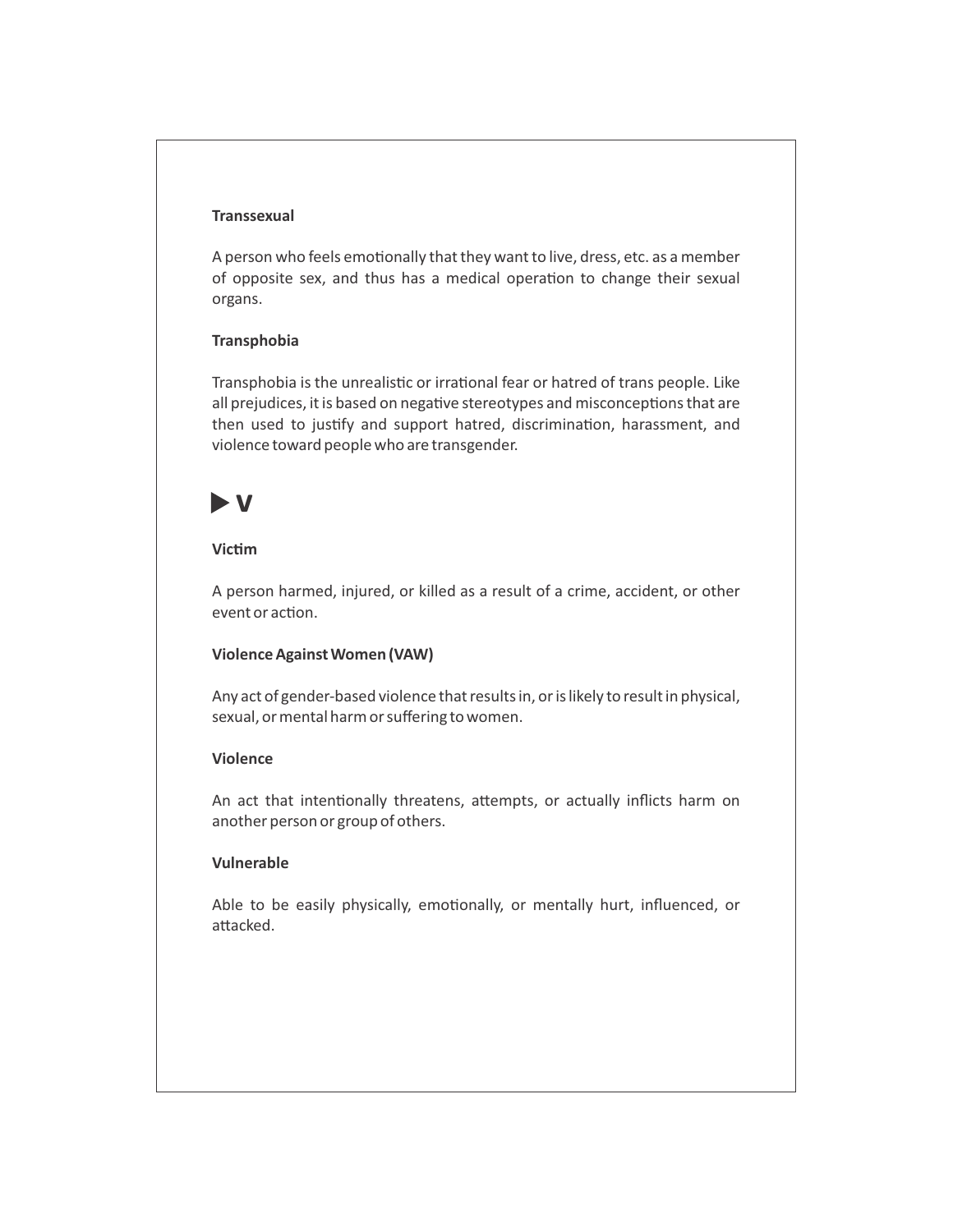**Transsexual**

A person who feels emotionally that they want to live, dress, etc. as a member of opposite sex, and thus has a medical operation to change their sexual organs.

**Transphobia**

Transphobia is the unrealistic or irrational fear or hatred of trans people. Like all prejudices, it is based on negative stereotypes and misconceptions that are then used to justify and support hatred, discrimination, harassment, and violence toward people who are transgender.

## ▶ V

**Victim**

A person harmed, injured, or killed as a result of a crime, accident, or other event or action.

**Violence Against Women (VAW)**

Any act of gender-based violence that results in, or is likely to result in physical, sexual, or mental harm or suffering to women.

**Violence**

An act that intentionally threatens, attempts, or actually inflicts harm on another person or group of others.

**Vulnerable**

Able to be easily physically, emotionally, or mentally hurt, influenced, or attacked.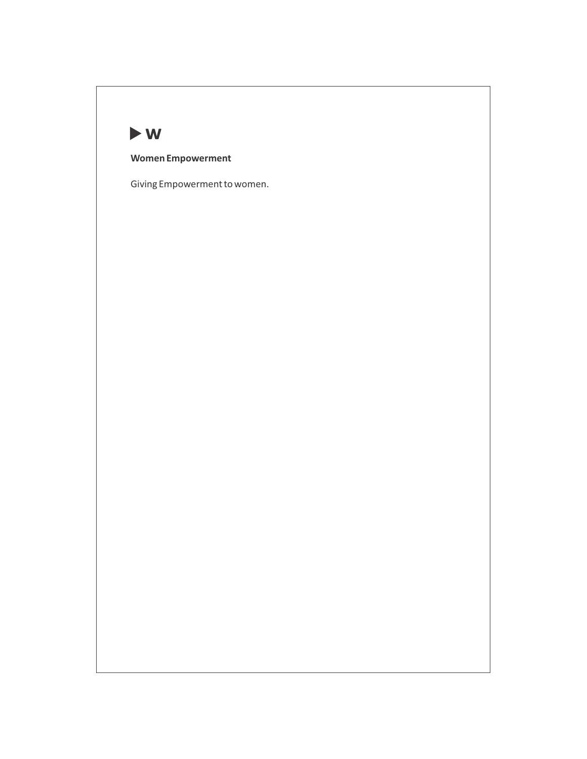▶ W

**Women Empowerment**

Giving Empowerment to women.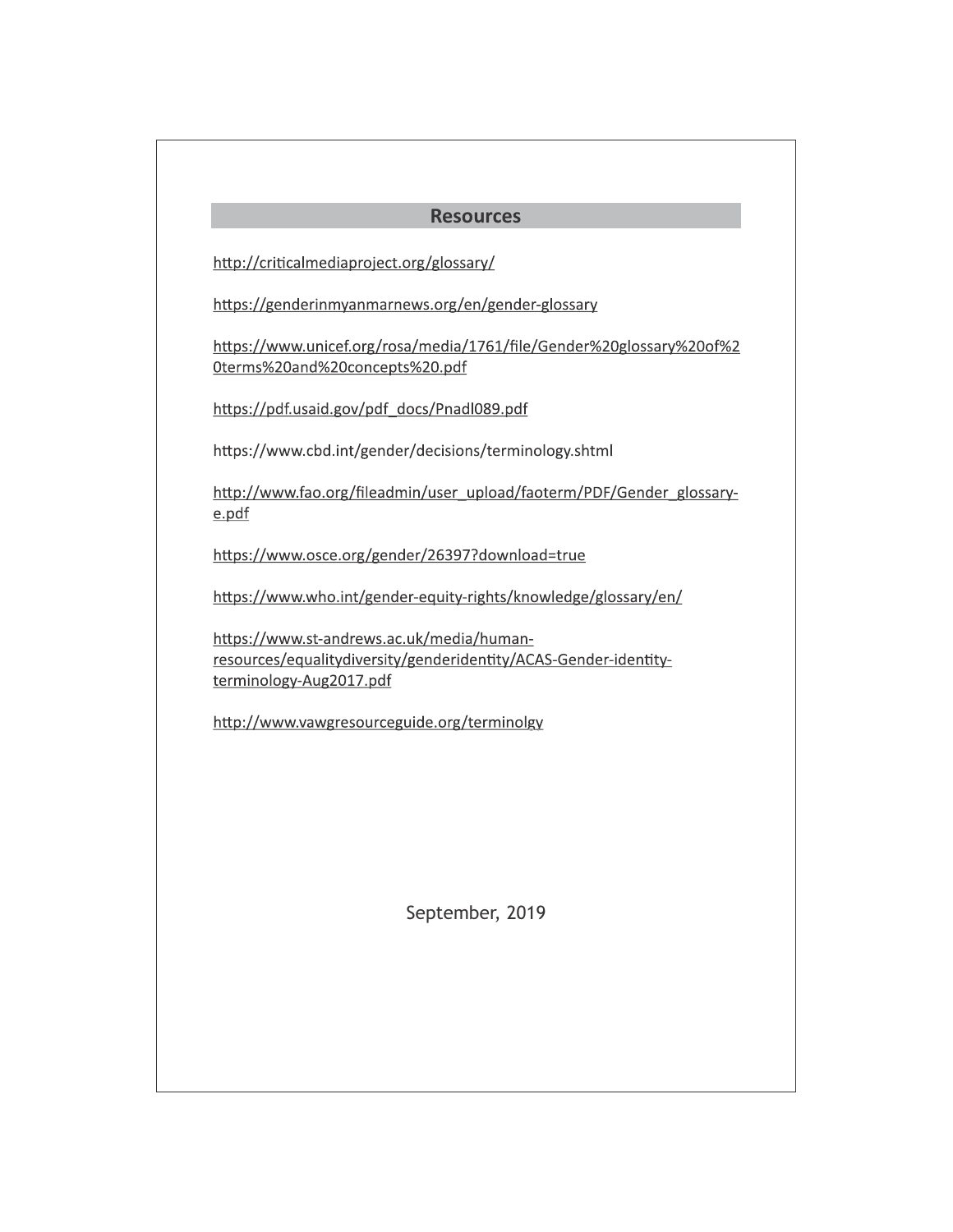## Resources

http://criticalmediaproject.org/glossary/

https://genderinmyanmarnews.org/en/gender-glossary

https://www.unicef.org/rosa/media/1761/file/Gender%20glossary%20of%20terms%20and%20concepts%20.pdf

https://pdf.usaid.gov/pdf_docs/Pnadl089.pdf

https://www.cbd.int/gender/decisions/terminology.shtml

http://www.fao.org/fileadmin/user_upload/faoterm/PDF/Gender_glossary-e.pdf

https://www.osce.org/gender/26397?download=true

https://www.who.int/gender-equity-rights/knowledge/glossary/en/

https://www.st-andrews.ac.uk/media/human-resources/equalitydiversity/genderidentity/ACAS-Gender-identity-terminology-Aug2017.pdf

http://www.vawgresourceguide.org/terminolgy

September, 2019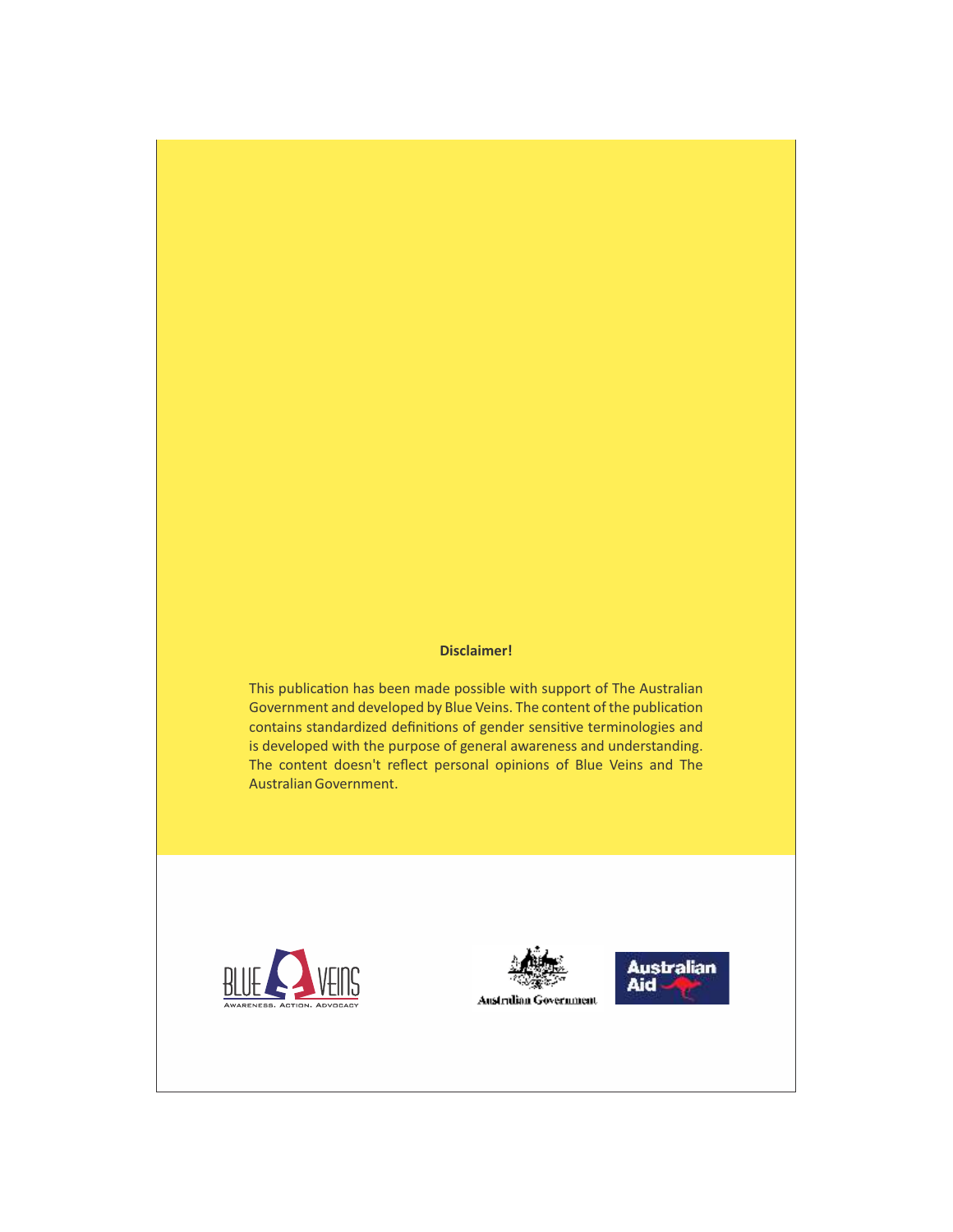**Disclaimer!**

This publication has been made possible with support of The Australian Government and developed by Blue Veins. The content of the publication contains standardized definitions of gender sensitive terminologies and is developed with the purpose of general awareness and understanding. The content doesn't reflect personal opinions of Blue Veins and The Australian Government.